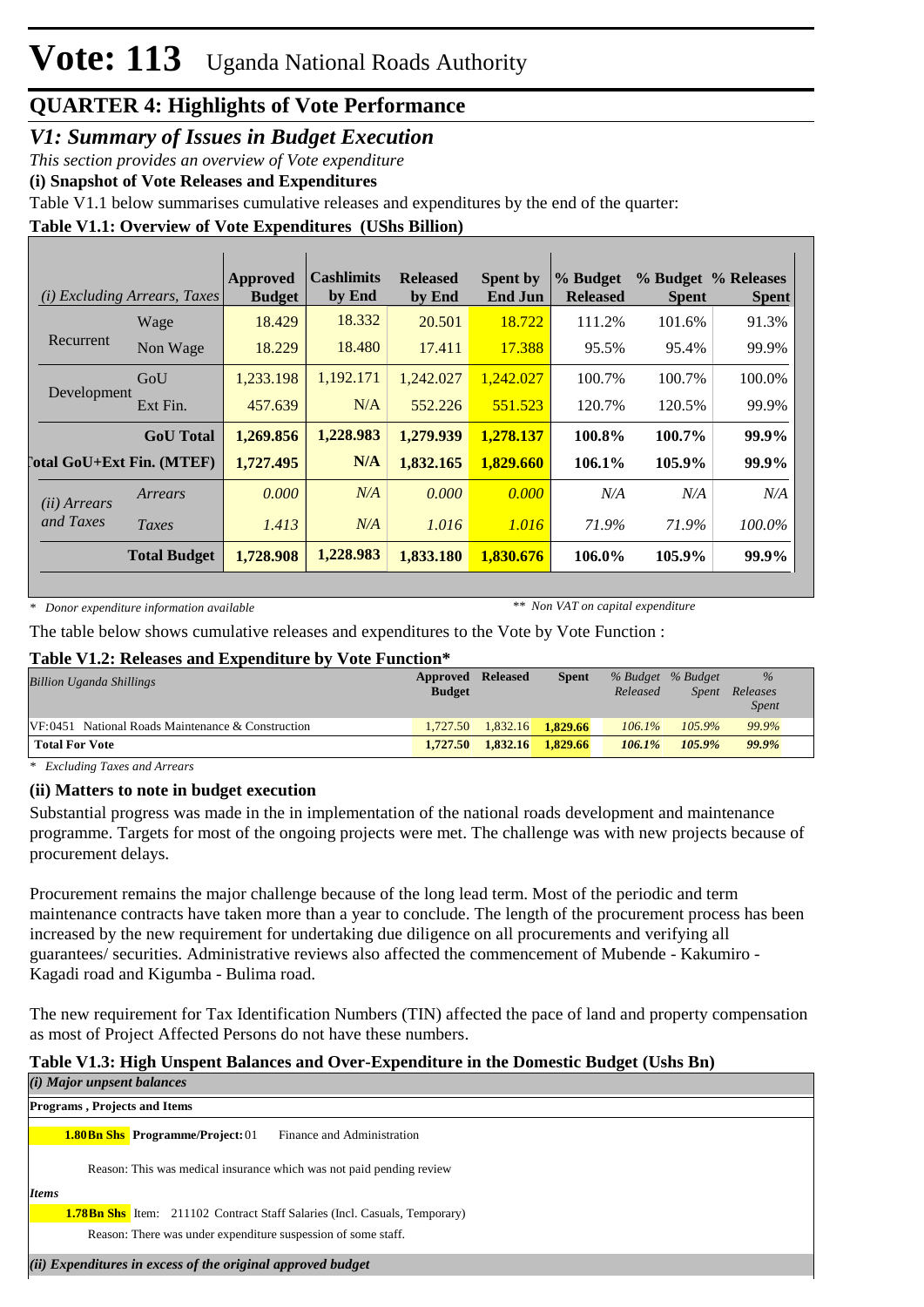# Vote: 113 Uganda National Roads Authority

## QUARTER 4: Highlights of Vote Performance

### *V1: Summary of Issues in Budget Execution*

*This section provides an overview of Vote expenditure*

**(i) Snapshot of Vote Releases and Expenditures**

Table V1.1 below summarises cumulative releases and expenditures by the end of the quarter:

**Table V1.1: Overview of Vote Expenditures (UShs Billion)**

| *(i) Excluding Arrears, Taxes* | | Approved Budget | Cashlimits by End | Released by End | Spent by End Jun | % Budget Released | % Budget Spent | % Releases Spent |
|---|---|---|---|---|---|---|---|---|
| Recurrent | Wage | 18.429 | 18.332 | 20.501 | 18.722 | 111.2% | 101.6% | 91.3% |
| | Non Wage | 18.229 | 18.480 | 17.411 | 17.388 | 95.5% | 95.4% | 99.9% |
| Development | GoU | 1,233.198 | 1,192.171 | 1,242.027 | 1,242.027 | 100.7% | 100.7% | 100.0% |
| | Ext Fin. | 457.639 | N/A | 552.226 | 551.523 | 120.7% | 120.5% | 99.9% |
| | **GoU Total** | **1,269.856** | **1,228.983** | **1,279.939** | **1,278.137** | **100.8%** | **100.7%** | **99.9%** |
| **Total GoU+Ext Fin. (MTEF)** | | **1,727.495** | **N/A** | **1,832.165** | **1,829.660** | **106.1%** | **105.9%** | **99.9%** |
| *(ii) Arrears and Taxes* | *Arrears* | *0.000* | *N/A* | *0.000* | *0.000* | *N/A* | *N/A* | *N/A* |
| | *Taxes* | *1.413* | *N/A* | *1.016* | *1.016* | *71.9%* | *71.9%* | *100.0%* |
| | **Total Budget** | **1,728.908** | **1,228.983** | **1,833.180** | **1,830.676** | **106.0%** | **105.9%** | **99.9%** |

*\* Donor expenditure information available* *\*\* Non VAT on capital expenditure*

The table below shows cumulative releases and expenditures to the Vote by Vote Function :

**Table V1.2: Releases and Expenditure by Vote Function\***

| *Billion Uganda Shillings* | Approved Budget | Released | Spent | *% Budget Released* | *% Budget Spent* | *% Releases Spent* |
|---|---|---|---|---|---|---|
| VF:0451 National Roads Maintenance & Construction | 1,727.50 | 1,832.16 | **1,829.66** | *106.1%* | *105.9%* | *99.9%* |
| **Total For Vote** | **1,727.50** | **1,832.16** | **1,829.66** | ***106.1%*** | ***105.9%*** | ***99.9%*** |

*\* Excluding Taxes and Arrears*

**(ii) Matters to note in budget execution**

Substantial progress was made in the in implementation of the national roads development and maintenance programme. Targets for most of the ongoing projects were met. The challenge was with new projects because of procurement delays.

Procurement remains the major challenge because of the long lead term. Most of the periodic and term maintenance contracts have taken more than a year to conclude. The length of the procurement process has been increased by the new requirement for undertaking due diligence on all procurements and verifying all guarantees/ securities. Administrative reviews also affected the commencement of Mubende - Kakumiro - Kagadi road and Kigumba - Bulima road.

The new requirement for Tax Identification Numbers (TIN) affected the pace of land and property compensation as most of Project Affected Persons do not have these numbers.

**Table V1.3: High Unspent Balances and Over-Expenditure in the Domestic Budget (Ushs Bn)**

***(i) Major unpsent balances***

**Programs , Projects and Items**

**1.80Bn Shs** **Programme/Project:** 01 Finance and Administration

Reason: This was medical insurance which was not paid pending review

***Items***

**1.78Bn Shs** Item: 211102 Contract Staff Salaries (Incl. Casuals, Temporary)

Reason: There was under expenditure suspension of some staff.

***(ii) Expenditures in excess of the original approved budget***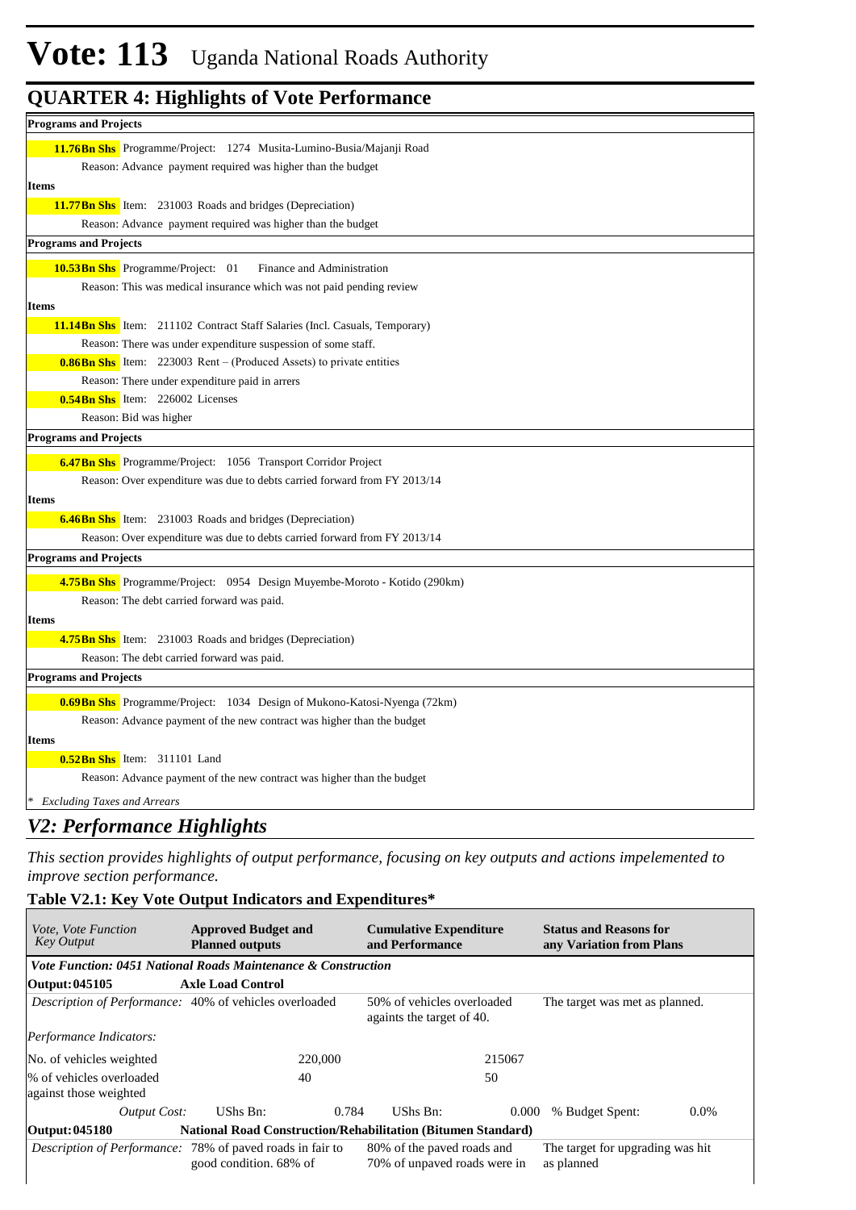# Vote: 113 Uganda National Roads Authority

## QUARTER 4: Highlights of Vote Performance

**Programs and Projects**

**11.76Bn Shs** Programme/Project: 1274 Musita-Lumino-Busia/Majanji Road

Reason: Advance payment required was higher than the budget

**Items**

**11.77Bn Shs** Item: 231003 Roads and bridges (Depreciation)

Reason: Advance payment required was higher than the budget

**Programs and Projects**

**10.53Bn Shs** Programme/Project: 01 Finance and Administration

Reason: This was medical insurance which was not paid pending review

**Items**

**11.14Bn Shs** Item: 211102 Contract Staff Salaries (Incl. Casuals, Temporary)

Reason: There was under expenditure suspension of some staff.

**0.86Bn Shs** Item: 223003 Rent – (Produced Assets) to private entities

Reason: There under expenditure paid in arrers

**0.54Bn Shs** Item: 226002 Licenses

Reason: Bid was higher

**Programs and Projects**

**6.47Bn Shs** Programme/Project: 1056 Transport Corridor Project

Reason: Over expenditure was due to debts carried forward from FY 2013/14

**Items**

**6.46Bn Shs** Item: 231003 Roads and bridges (Depreciation)

Reason: Over expenditure was due to debts carried forward from FY 2013/14

**Programs and Projects**

**4.75Bn Shs** Programme/Project: 0954 Design Muyembe-Moroto - Kotido (290km)

Reason: The debt carried forward was paid.

**Items**

**4.75Bn Shs** Item: 231003 Roads and bridges (Depreciation)

Reason: The debt carried forward was paid.

**Programs and Projects**

**0.69Bn Shs** Programme/Project: 1034 Design of Mukono-Katosi-Nyenga (72km)

Reason: Advance payment of the new contract was higher than the budget

**Items**

**0.52Bn Shs** Item: 311101 Land

Reason: Advance payment of the new contract was higher than the budget

*\* Excluding Taxes and Arrears*

## *V2: Performance Highlights*

*This section provides highlights of output performance, focusing on key outputs and actions impelemented to improve section performance.*

### Table V2.1: Key Vote Output Indicators and Expenditures*

| *Vote, Vote Function Key Output* | **Approved Budget and Planned outputs** | | **Cumulative Expenditure and Performance** | | **Status and Reasons for any Variation from Plans** | |
|---|---|---|---|---|---|---|
| ***Vote Function: 0451 National Roads Maintenance & Construction*** | | | | | | |
| **Output: 045105** | **Axle Load Control** | | | | | |
| *Description of Performance:* | 40% of vehicles overloaded | | 50% of vehicles overloaded againts the target of 40. | | The target was met as planned. | |
| *Performance Indicators:* | | | | | | |
| No. of vehicles weighted | | 220,000 | | 215067 | | |
| % of vehicles overloaded against those weighted | | 40 | | 50 | | |
| *Output Cost:* | UShs Bn: | 0.784 | UShs Bn: | 0.000 | % Budget Spent: | 0.0% |
| **Output: 045180** | **National Road Construction/Rehabilitation (Bitumen Standard)** | | | | | |
| *Description of Performance:* | 78% of paved roads in fair to good condition. 68% of | | 80% of the paved roads and 70% of unpaved roads were in | | The target for upgrading was hit as planned | |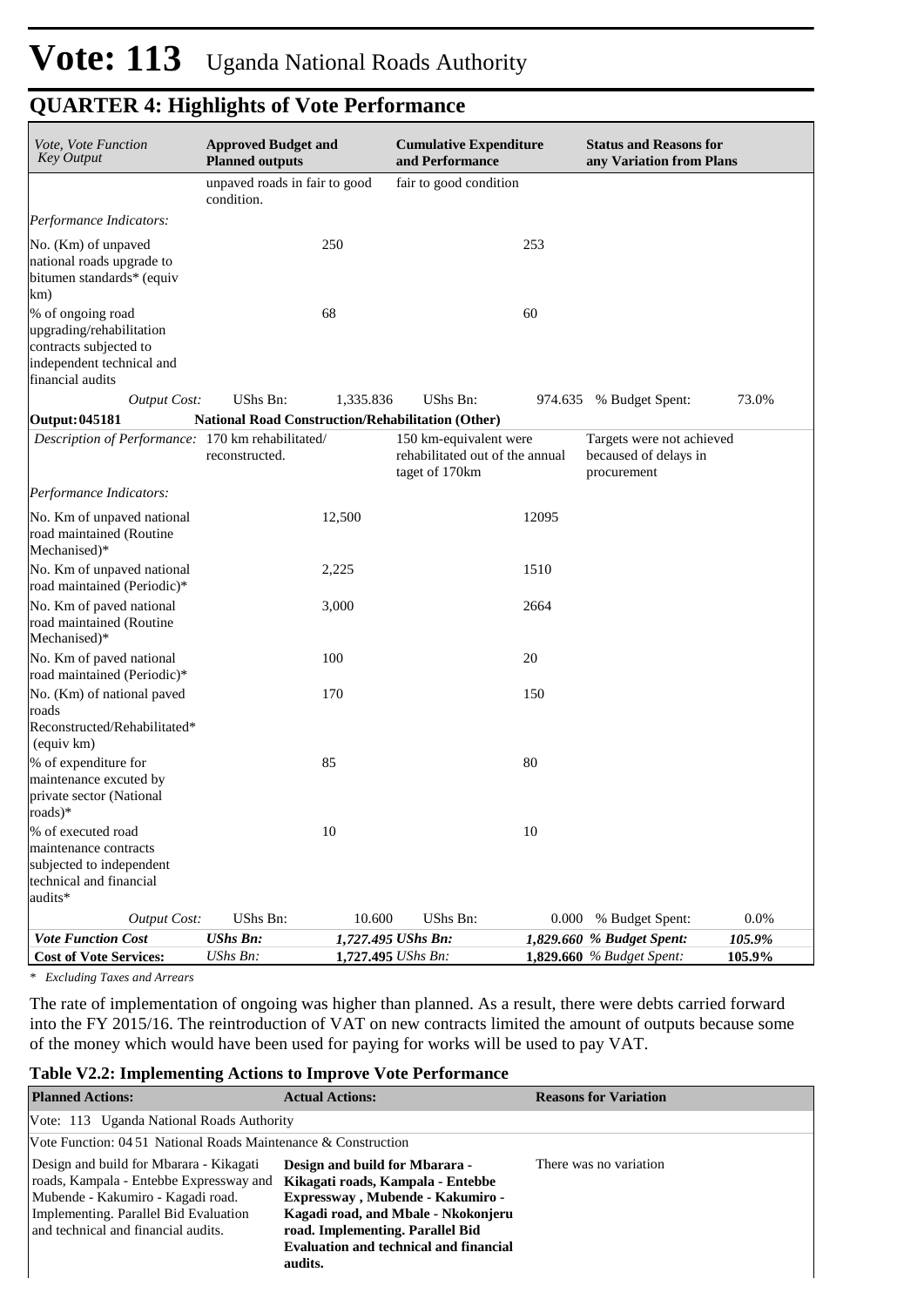# Vote: 113 Uganda National Roads Authority

## QUARTER 4: Highlights of Vote Performance

| *Vote, Vote Function Key Output* | **Approved Budget and Planned outputs** | | **Cumulative Expenditure and Performance** | | **Status and Reasons for any Variation from Plans** | |
|---|---|---|---|---|---|---|
| | unpaved roads in fair to good condition. | | fair to good condition | | | |
| *Performance Indicators:* | | | | | | |
| No. (Km) of unpaved national roads upgrade to bitumen standards* (equiv km) | | 250 | | 253 | | |
| % of ongoing road upgrading/rehabilitation contracts subjected to independent technical and financial audits | | 68 | | 60 | | |
| *Output Cost:* | UShs Bn: | 1,335.836 | UShs Bn: | 974.635 | % Budget Spent: | 73.0% |
| **Output: 045181** | **National Road Construction/Rehabilitation (Other)** | | | | | |
| *Description of Performance:* | 170 km rehabilitated/ reconstructed. | | 150 km-equivalent were rehabilitated out of the annual taget of 170km | | Targets were not achieved becaused of delays in procurement | |
| *Performance Indicators:* | | | | | | |
| No. Km of unpaved national road maintained (Routine Mechanised)* | | 12,500 | | 12095 | | |
| No. Km of unpaved national road maintained (Periodic)* | | 2,225 | | 1510 | | |
| No. Km of paved national road maintained (Routine Mechanised)* | | 3,000 | | 2664 | | |
| No. Km of paved national road maintained (Periodic)* | | 100 | | 20 | | |
| No. (Km) of national paved roads Reconstructed/Rehabilitated* (equiv km) | | 170 | | 150 | | |
| % of expenditure for maintenance excuted by private sector (National roads)* | | 85 | | 80 | | |
| % of executed road maintenance contracts subjected to independent technical and financial audits* | | 10 | | 10 | | |
| *Output Cost:* | UShs Bn: | 10.600 | UShs Bn: | 0.000 | % Budget Spent: | 0.0% |
| ***Vote Function Cost*** | ***UShs Bn:*** | ***1,727.495*** | ***UShs Bn:*** | ***1,829.660*** | ***% Budget Spent:*** | ***105.9%*** |
| **Cost of Vote Services:** | *UShs Bn:* | **1,727.495** | *UShs Bn:* | **1,829.660** | *% Budget Spent:* | **105.9%** |

*\* Excluding Taxes and Arrears*

The rate of implementation of ongoing was higher than planned. As a result, there were debts carried forward into the FY 2015/16. The reintroduction of VAT on new contracts limited the amount of outputs because some of the money which would have been used for paying for works will be used to pay VAT.

### Table V2.2: Implementing Actions to Improve Vote Performance

| **Planned Actions:** | **Actual Actions:** | **Reasons for Variation** |
|---|---|---|
| Vote: 113 Uganda National Roads Authority | | |
| Vote Function: 04 51 National Roads Maintenance & Construction | | |
| Design and build for Mbarara - Kikagati roads, Kampala - Entebbe Expressway and Mubende - Kakumiro - Kagadi road. Implementing. Parallel Bid Evaluation and technical and financial audits. | **Design and build for Mbarara - Kikagati roads, Kampala - Entebbe Expressway , Mubende - Kakumiro - Kagadi road, and Mbale - Nkokonjeru road. Implementing. Parallel Bid Evaluation and technical and financial audits.** | There was no variation |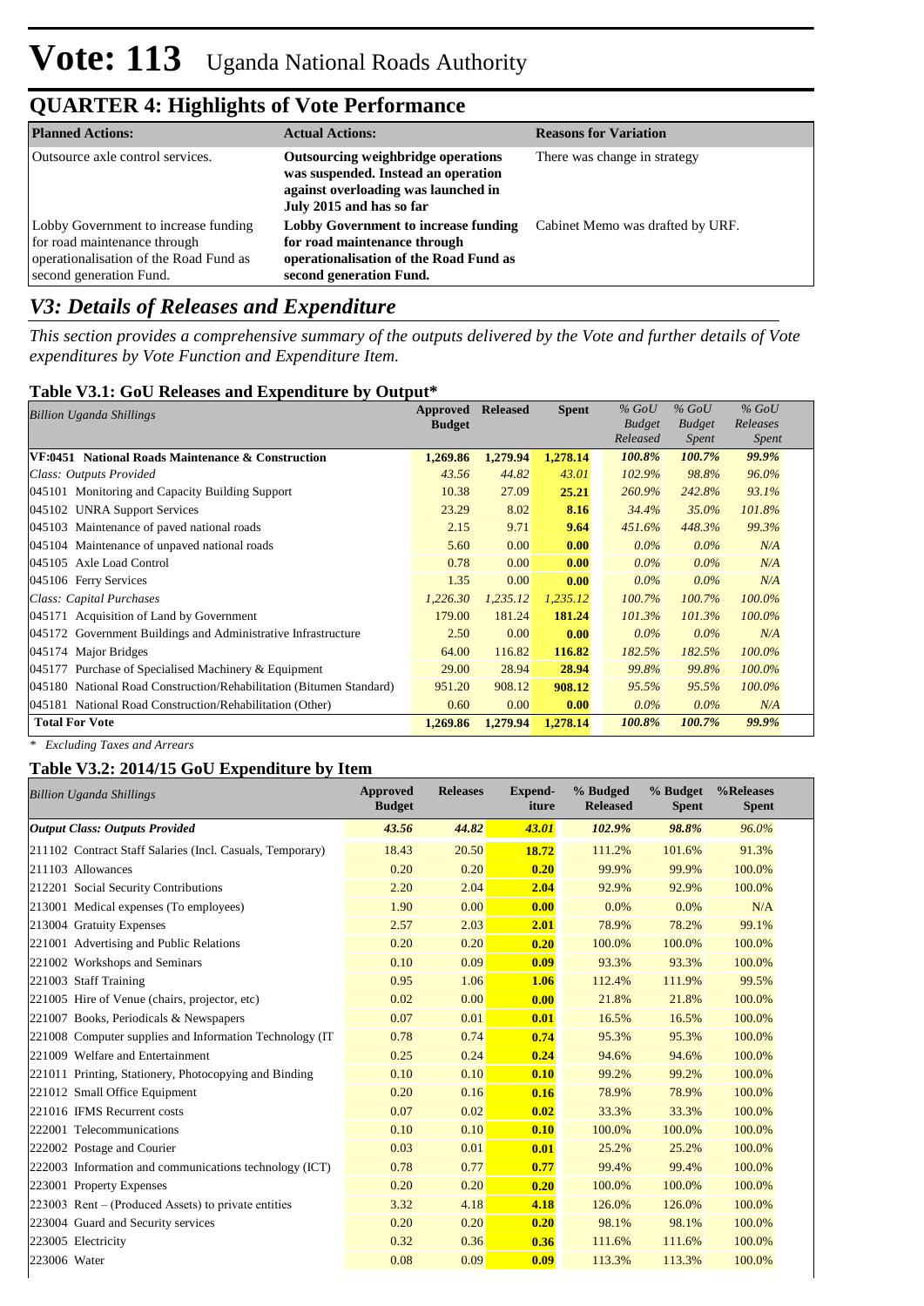# Vote: 113 Uganda National Roads Authority

## QUARTER 4: Highlights of Vote Performance

| Planned Actions: | Actual Actions: | Reasons for Variation |
|---|---|---|
| Outsource axle control services. | **Outsourcing weighbridge operations was suspended. Instead an operation against overloading was launched in July 2015 and has so far** | There was change in strategy |
| Lobby Government to increase funding for road maintenance through operationalisation of the Road Fund as second generation Fund. | **Lobby Government to increase funding for road maintenance through operationalisation of the Road Fund as second generation Fund.** | Cabinet Memo was drafted by URF. |

## *V3: Details of Releases and Expenditure*

*This section provides a comprehensive summary of the outputs delivered by the Vote and further details of Vote expenditures by Vote Function and Expenditure Item.*

### Table V3.1: GoU Releases and Expenditure by Output*

| *Billion Uganda Shillings* | Approved Budget | Released | Spent | *% GoU Budget Released* | *% GoU Budget Spent* | *% GoU Releases Spent* |
|---|---|---|---|---|---|---|
| **VF:0451 National Roads Maintenance & Construction** | **1,269.86** | **1,279.94** | **1,278.14** | ***100.8%*** | ***100.7%*** | ***99.9%*** |
| *Class: Outputs Provided* | *43.56* | *44.82* | *43.01* | *102.9%* | *98.8%* | *96.0%* |
| 045101 Monitoring and Capacity Building Support | 10.38 | 27.09 | **25.21** | *260.9%* | *242.8%* | *93.1%* |
| 045102 UNRA Support Services | 23.29 | 8.02 | **8.16** | *34.4%* | *35.0%* | *101.8%* |
| 045103 Maintenance of paved national roads | 2.15 | 9.71 | **9.64** | *451.6%* | *448.3%* | *99.3%* |
| 045104 Maintenance of unpaved national roads | 5.60 | 0.00 | **0.00** | *0.0%* | *0.0%* | *N/A* |
| 045105 Axle Load Control | 0.78 | 0.00 | **0.00** | *0.0%* | *0.0%* | *N/A* |
| 045106 Ferry Services | 1.35 | 0.00 | **0.00** | *0.0%* | *0.0%* | *N/A* |
| *Class: Capital Purchases* | *1,226.30* | *1,235.12* | *1,235.12* | *100.7%* | *100.7%* | *100.0%* |
| 045171 Acquisition of Land by Government | 179.00 | 181.24 | **181.24** | *101.3%* | *101.3%* | *100.0%* |
| 045172 Government Buildings and Administrative Infrastructure | 2.50 | 0.00 | **0.00** | *0.0%* | *0.0%* | *N/A* |
| 045174 Major Bridges | 64.00 | 116.82 | **116.82** | *182.5%* | *182.5%* | *100.0%* |
| 045177 Purchase of Specialised Machinery & Equipment | 29.00 | 28.94 | **28.94** | *99.8%* | *99.8%* | *100.0%* |
| 045180 National Road Construction/Rehabilitation (Bitumen Standard) | 951.20 | 908.12 | **908.12** | *95.5%* | *95.5%* | *100.0%* |
| 045181 National Road Construction/Rehabilitation (Other) | 0.60 | 0.00 | **0.00** | *0.0%* | *0.0%* | *N/A* |
| **Total For Vote** | **1,269.86** | **1,279.94** | **1,278.14** | ***100.8%*** | ***100.7%*** | ***99.9%*** |

\* *Excluding Taxes and Arrears*

### Table V3.2: 2014/15 GoU Expenditure by Item

| *Billion Uganda Shillings* | Approved Budget | Releases | Expend-iture | % Budged Released | % Budget Spent | %Releases Spent |
|---|---|---|---|---|---|---|
| ***Output Class: Outputs Provided*** | ***43.56*** | ***44.82*** | ***43.01*** | ***102.9%*** | ***98.8%*** | *96.0%* |
| 211102 Contract Staff Salaries (Incl. Casuals, Temporary) | 18.43 | 20.50 | **18.72** | 111.2% | 101.6% | 91.3% |
| 211103 Allowances | 0.20 | 0.20 | **0.20** | 99.9% | 99.9% | 100.0% |
| 212201 Social Security Contributions | 2.20 | 2.04 | **2.04** | 92.9% | 92.9% | 100.0% |
| 213001 Medical expenses (To employees) | 1.90 | 0.00 | **0.00** | 0.0% | 0.0% | N/A |
| 213004 Gratuity Expenses | 2.57 | 2.03 | **2.01** | 78.9% | 78.2% | 99.1% |
| 221001 Advertising and Public Relations | 0.20 | 0.20 | **0.20** | 100.0% | 100.0% | 100.0% |
| 221002 Workshops and Seminars | 0.10 | 0.09 | **0.09** | 93.3% | 93.3% | 100.0% |
| 221003 Staff Training | 0.95 | 1.06 | **1.06** | 112.4% | 111.9% | 99.5% |
| 221005 Hire of Venue (chairs, projector, etc) | 0.02 | 0.00 | **0.00** | 21.8% | 21.8% | 100.0% |
| 221007 Books, Periodicals & Newspapers | 0.07 | 0.01 | **0.01** | 16.5% | 16.5% | 100.0% |
| 221008 Computer supplies and Information Technology (IT | 0.78 | 0.74 | **0.74** | 95.3% | 95.3% | 100.0% |
| 221009 Welfare and Entertainment | 0.25 | 0.24 | **0.24** | 94.6% | 94.6% | 100.0% |
| 221011 Printing, Stationery, Photocopying and Binding | 0.10 | 0.10 | **0.10** | 99.2% | 99.2% | 100.0% |
| 221012 Small Office Equipment | 0.20 | 0.16 | **0.16** | 78.9% | 78.9% | 100.0% |
| 221016 IFMS Recurrent costs | 0.07 | 0.02 | **0.02** | 33.3% | 33.3% | 100.0% |
| 222001 Telecommunications | 0.10 | 0.10 | **0.10** | 100.0% | 100.0% | 100.0% |
| 222002 Postage and Courier | 0.03 | 0.01 | **0.01** | 25.2% | 25.2% | 100.0% |
| 222003 Information and communications technology (ICT) | 0.78 | 0.77 | **0.77** | 99.4% | 99.4% | 100.0% |
| 223001 Property Expenses | 0.20 | 0.20 | **0.20** | 100.0% | 100.0% | 100.0% |
| 223003 Rent – (Produced Assets) to private entities | 3.32 | 4.18 | **4.18** | 126.0% | 126.0% | 100.0% |
| 223004 Guard and Security services | 0.20 | 0.20 | **0.20** | 98.1% | 98.1% | 100.0% |
| 223005 Electricity | 0.32 | 0.36 | **0.36** | 111.6% | 111.6% | 100.0% |
| 223006 Water | 0.08 | 0.09 | **0.09** | 113.3% | 113.3% | 100.0% |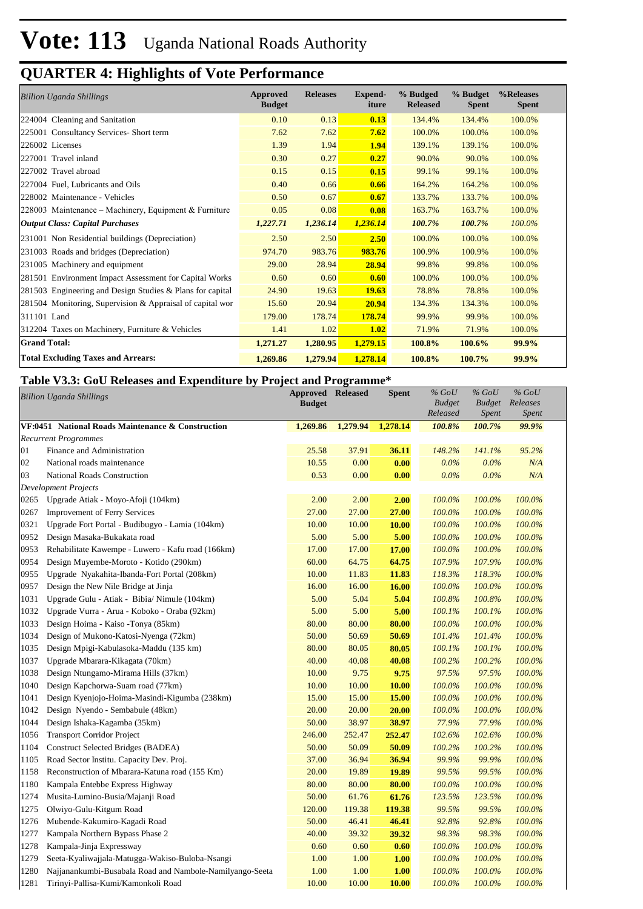# Vote: 113 Uganda National Roads Authority

## QUARTER 4: Highlights of Vote Performance

| *Billion Uganda Shillings* | Approved Budget | Releases | Expend-iture | % Budged Released | % Budget Spent | %Releases Spent |
|---|---|---|---|---|---|---|
| 224004 Cleaning and Sanitation | 0.10 | 0.13 | **0.13** | 134.4% | 134.4% | 100.0% |
| 225001 Consultancy Services- Short term | 7.62 | 7.62 | **7.62** | 100.0% | 100.0% | 100.0% |
| 226002 Licenses | 1.39 | 1.94 | **1.94** | 139.1% | 139.1% | 100.0% |
| 227001 Travel inland | 0.30 | 0.27 | **0.27** | 90.0% | 90.0% | 100.0% |
| 227002 Travel abroad | 0.15 | 0.15 | **0.15** | 99.1% | 99.1% | 100.0% |
| 227004 Fuel, Lubricants and Oils | 0.40 | 0.66 | **0.66** | 164.2% | 164.2% | 100.0% |
| 228002 Maintenance - Vehicles | 0.50 | 0.67 | **0.67** | 133.7% | 133.7% | 100.0% |
| 228003 Maintenance – Machinery, Equipment & Furniture | 0.05 | 0.08 | **0.08** | 163.7% | 163.7% | 100.0% |
| ***Output Class: Capital Purchases*** | ***1,227.71*** | ***1,236.14*** | ***1,236.14*** | ***100.7%*** | ***100.7%*** | *100.0%* |
| 231001 Non Residential buildings (Depreciation) | 2.50 | 2.50 | **2.50** | 100.0% | 100.0% | 100.0% |
| 231003 Roads and bridges (Depreciation) | 974.70 | 983.76 | **983.76** | 100.9% | 100.9% | 100.0% |
| 231005 Machinery and equipment | 29.00 | 28.94 | **28.94** | 99.8% | 99.8% | 100.0% |
| 281501 Environment Impact Assessment for Capital Works | 0.60 | 0.60 | **0.60** | 100.0% | 100.0% | 100.0% |
| 281503 Engineering and Design Studies & Plans for capital | 24.90 | 19.63 | **19.63** | 78.8% | 78.8% | 100.0% |
| 281504 Monitoring, Supervision & Appraisal of capital wor | 15.60 | 20.94 | **20.94** | 134.3% | 134.3% | 100.0% |
| 311101 Land | 179.00 | 178.74 | **178.74** | 99.9% | 99.9% | 100.0% |
| 312204 Taxes on Machinery, Furniture & Vehicles | 1.41 | 1.02 | **1.02** | 71.9% | 71.9% | 100.0% |
| **Grand Total:** | **1,271.27** | **1,280.95** | **1,279.15** | **100.8%** | **100.6%** | **99.9%** |
| **Total Excluding Taxes and Arrears:** | **1,269.86** | **1,279.94** | **1,278.14** | **100.8%** | **100.7%** | **99.9%** |

### Table V3.3: GoU Releases and Expenditure by Project and Programme*

| | *Billion Uganda Shillings* | Approved Budget | Released | Spent | *% GoU Budget Released* | *% GoU Budget Spent* | *% GoU Releases Spent* |
|---|---|---|---|---|---|---|---|
| **VF:0451** | **National Roads Maintenance & Construction** | **1,269.86** | **1,279.94** | **1,278.14** | ***100.8%*** | ***100.7%*** | ***99.9%*** |
| | *Recurrent Programmes* | | | | | | |
| 01 | Finance and Administration | 25.58 | 37.91 | **36.11** | *148.2%* | *141.1%* | *95.2%* |
| 02 | National roads maintenance | 10.55 | 0.00 | **0.00** | *0.0%* | *0.0%* | *N/A* |
| 03 | National Roads Construction | 0.53 | 0.00 | **0.00** | *0.0%* | *0.0%* | *N/A* |
| | *Development Projects* | | | | | | |
| 0265 | Upgrade Atiak - Moyo-Afoji (104km) | 2.00 | 2.00 | **2.00** | *100.0%* | *100.0%* | *100.0%* |
| 0267 | Improvement of Ferry Services | 27.00 | 27.00 | **27.00** | *100.0%* | *100.0%* | *100.0%* |
| 0321 | Upgrade Fort Portal - Budibugyo - Lamia (104km) | 10.00 | 10.00 | **10.00** | *100.0%* | *100.0%* | *100.0%* |
| 0952 | Design Masaka-Bukakata road | 5.00 | 5.00 | **5.00** | *100.0%* | *100.0%* | *100.0%* |
| 0953 | Rehabilitate Kawempe - Luwero - Kafu road (166km) | 17.00 | 17.00 | **17.00** | *100.0%* | *100.0%* | *100.0%* |
| 0954 | Design Muyembe-Moroto - Kotido (290km) | 60.00 | 64.75 | **64.75** | *107.9%* | *107.9%* | *100.0%* |
| 0955 | Upgrade Nyakahita-Ibanda-Fort Portal (208km) | 10.00 | 11.83 | **11.83** | *118.3%* | *118.3%* | *100.0%* |
| 0957 | Design the New Nile Bridge at Jinja | 16.00 | 16.00 | **16.00** | *100.0%* | *100.0%* | *100.0%* |
| 1031 | Upgrade Gulu - Atiak - Bibia/ Nimule (104km) | 5.00 | 5.04 | **5.04** | *100.8%* | *100.8%* | *100.0%* |
| 1032 | Upgrade Vurra - Arua - Koboko - Oraba (92km) | 5.00 | 5.00 | **5.00** | *100.1%* | *100.1%* | *100.0%* |
| 1033 | Design Hoima - Kaiso -Tonya (85km) | 80.00 | 80.00 | **80.00** | *100.0%* | *100.0%* | *100.0%* |
| 1034 | Design of Mukono-Katosi-Nyenga (72km) | 50.00 | 50.69 | **50.69** | *101.4%* | *101.4%* | *100.0%* |
| 1035 | Design Mpigi-Kabulasoka-Maddu (135 km) | 80.00 | 80.05 | **80.05** | *100.1%* | *100.1%* | *100.0%* |
| 1037 | Upgrade Mbarara-Kikagata (70km) | 40.00 | 40.08 | **40.08** | *100.2%* | *100.2%* | *100.0%* |
| 1038 | Design Ntungamo-Mirama Hills (37km) | 10.00 | 9.75 | **9.75** | *97.5%* | *97.5%* | *100.0%* |
| 1040 | Design Kapchorwa-Suam road (77km) | 10.00 | 10.00 | **10.00** | *100.0%* | *100.0%* | *100.0%* |
| 1041 | Design Kyenjojo-Hoima-Masindi-Kigumba (238km) | 15.00 | 15.00 | **15.00** | *100.0%* | *100.0%* | *100.0%* |
| 1042 | Design Nyendo - Sembabule (48km) | 20.00 | 20.00 | **20.00** | *100.0%* | *100.0%* | *100.0%* |
| 1044 | Design Ishaka-Kagamba (35km) | 50.00 | 38.97 | **38.97** | *77.9%* | *77.9%* | *100.0%* |
| 1056 | Transport Corridor Project | 246.00 | 252.47 | **252.47** | *102.6%* | *102.6%* | *100.0%* |
| 1104 | Construct Selected Bridges (BADEA) | 50.00 | 50.09 | **50.09** | *100.2%* | *100.2%* | *100.0%* |
| 1105 | Road Sector Institu. Capacity Dev. Proj. | 37.00 | 36.94 | **36.94** | *99.9%* | *99.9%* | *100.0%* |
| 1158 | Reconstruction of Mbarara-Katuna road (155 Km) | 20.00 | 19.89 | **19.89** | *99.5%* | *99.5%* | *100.0%* |
| 1180 | Kampala Entebbe Express Highway | 80.00 | 80.00 | **80.00** | *100.0%* | *100.0%* | *100.0%* |
| 1274 | Musita-Lumino-Busia/Majanji Road | 50.00 | 61.76 | **61.76** | *123.5%* | *123.5%* | *100.0%* |
| 1275 | Olwiyo-Gulu-Kitgum Road | 120.00 | 119.38 | **119.38** | *99.5%* | *99.5%* | *100.0%* |
| 1276 | Mubende-Kakumiro-Kagadi Road | 50.00 | 46.41 | **46.41** | *92.8%* | *92.8%* | *100.0%* |
| 1277 | Kampala Northern Bypass Phase 2 | 40.00 | 39.32 | **39.32** | *98.3%* | *98.3%* | *100.0%* |
| 1278 | Kampala-Jinja Expressway | 0.60 | 0.60 | **0.60** | *100.0%* | *100.0%* | *100.0%* |
| 1279 | Seeta-Kyaliwajjala-Matugga-Wakiso-Buloba-Nsangi | 1.00 | 1.00 | **1.00** | *100.0%* | *100.0%* | *100.0%* |
| 1280 | Najjanankumbi-Busabala Road and Nambole-Namilyango-Seeta | 1.00 | 1.00 | **1.00** | *100.0%* | *100.0%* | *100.0%* |
| 1281 | Tirinyi-Pallisa-Kumi/Kamonkoli Road | 10.00 | 10.00 | **10.00** | *100.0%* | *100.0%* | *100.0%* |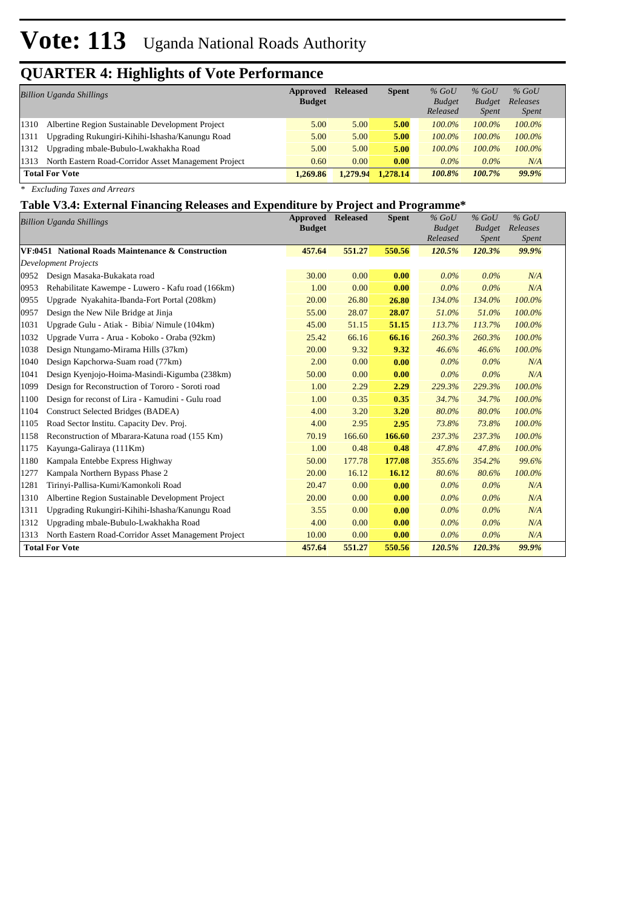# Vote: 113 Uganda National Roads Authority

## QUARTER 4: Highlights of Vote Performance

| *Billion Uganda Shillings* | | Approved Budget | Released | Spent | *% GoU Budget Released* | *% GoU Budget Spent* | *% GoU Releases Spent* |
|---|---|---|---|---|---|---|---|
| 1310 | Albertine Region Sustainable Development Project | 5.00 | 5.00 | **5.00** | *100.0%* | *100.0%* | *100.0%* |
| 1311 | Upgrading Rukungiri-Kihihi-Ishasha/Kanungu Road | 5.00 | 5.00 | **5.00** | *100.0%* | *100.0%* | *100.0%* |
| 1312 | Upgrading mbale-Bubulo-Lwakhakha Road | 5.00 | 5.00 | **5.00** | *100.0%* | *100.0%* | *100.0%* |
| 1313 | North Eastern Road-Corridor Asset Management Project | 0.60 | 0.00 | **0.00** | *0.0%* | *0.0%* | *N/A* |
| **Total For Vote** | | **1,269.86** | **1,279.94** | **1,278.14** | ***100.8%*** | ***100.7%*** | ***99.9%*** |

*\* Excluding Taxes and Arrears*

### Table V3.4: External Financing Releases and Expenditure by Project and Programme*

| *Billion Uganda Shillings* | | Approved Budget | Released | Spent | *% GoU Budget Released* | *% GoU Budget Spent* | *% GoU Releases Spent* |
|---|---|---|---|---|---|---|---|
| **VF:0451** | **National Roads Maintenance & Construction** | **457.64** | **551.27** | **550.56** | ***120.5%*** | ***120.3%*** | ***99.9%*** |
| *Development Projects* | | | | | | | |
| 0952 | Design Masaka-Bukakata road | 30.00 | 0.00 | **0.00** | *0.0%* | *0.0%* | *N/A* |
| 0953 | Rehabilitate Kawempe - Luwero - Kafu road (166km) | 1.00 | 0.00 | **0.00** | *0.0%* | *0.0%* | *N/A* |
| 0955 | Upgrade Nyakahita-Ibanda-Fort Portal (208km) | 20.00 | 26.80 | **26.80** | *134.0%* | *134.0%* | *100.0%* |
| 0957 | Design the New Nile Bridge at Jinja | 55.00 | 28.07 | **28.07** | *51.0%* | *51.0%* | *100.0%* |
| 1031 | Upgrade Gulu - Atiak - Bibia/ Nimule (104km) | 45.00 | 51.15 | **51.15** | *113.7%* | *113.7%* | *100.0%* |
| 1032 | Upgrade Vurra - Arua - Koboko - Oraba (92km) | 25.42 | 66.16 | **66.16** | *260.3%* | *260.3%* | *100.0%* |
| 1038 | Design Ntungamo-Mirama Hills (37km) | 20.00 | 9.32 | **9.32** | *46.6%* | *46.6%* | *100.0%* |
| 1040 | Design Kapchorwa-Suam road (77km) | 2.00 | 0.00 | **0.00** | *0.0%* | *0.0%* | *N/A* |
| 1041 | Design Kyenjojo-Hoima-Masindi-Kigumba (238km) | 50.00 | 0.00 | **0.00** | *0.0%* | *0.0%* | *N/A* |
| 1099 | Design for Reconstruction of Tororo - Soroti road | 1.00 | 2.29 | **2.29** | *229.3%* | *229.3%* | *100.0%* |
| 1100 | Design for reconst of Lira - Kamudini - Gulu road | 1.00 | 0.35 | **0.35** | *34.7%* | *34.7%* | *100.0%* |
| 1104 | Construct Selected Bridges (BADEA) | 4.00 | 3.20 | **3.20** | *80.0%* | *80.0%* | *100.0%* |
| 1105 | Road Sector Institu. Capacity Dev. Proj. | 4.00 | 2.95 | **2.95** | *73.8%* | *73.8%* | *100.0%* |
| 1158 | Reconstruction of Mbarara-Katuna road (155 Km) | 70.19 | 166.60 | **166.60** | *237.3%* | *237.3%* | *100.0%* |
| 1175 | Kayunga-Galiraya (111Km) | 1.00 | 0.48 | **0.48** | *47.8%* | *47.8%* | *100.0%* |
| 1180 | Kampala Entebbe Express Highway | 50.00 | 177.78 | **177.08** | *355.6%* | *354.2%* | *99.6%* |
| 1277 | Kampala Northern Bypass Phase 2 | 20.00 | 16.12 | **16.12** | *80.6%* | *80.6%* | *100.0%* |
| 1281 | Tirinyi-Pallisa-Kumi/Kamonkoli Road | 20.47 | 0.00 | **0.00** | *0.0%* | *0.0%* | *N/A* |
| 1310 | Albertine Region Sustainable Development Project | 20.00 | 0.00 | **0.00** | *0.0%* | *0.0%* | *N/A* |
| 1311 | Upgrading Rukungiri-Kihihi-Ishasha/Kanungu Road | 3.55 | 0.00 | **0.00** | *0.0%* | *0.0%* | *N/A* |
| 1312 | Upgrading mbale-Bubulo-Lwakhakha Road | 4.00 | 0.00 | **0.00** | *0.0%* | *0.0%* | *N/A* |
| 1313 | North Eastern Road-Corridor Asset Management Project | 10.00 | 0.00 | **0.00** | *0.0%* | *0.0%* | *N/A* |
| **Total For Vote** | | **457.64** | **551.27** | **550.56** | ***120.5%*** | ***120.3%*** | ***99.9%*** |